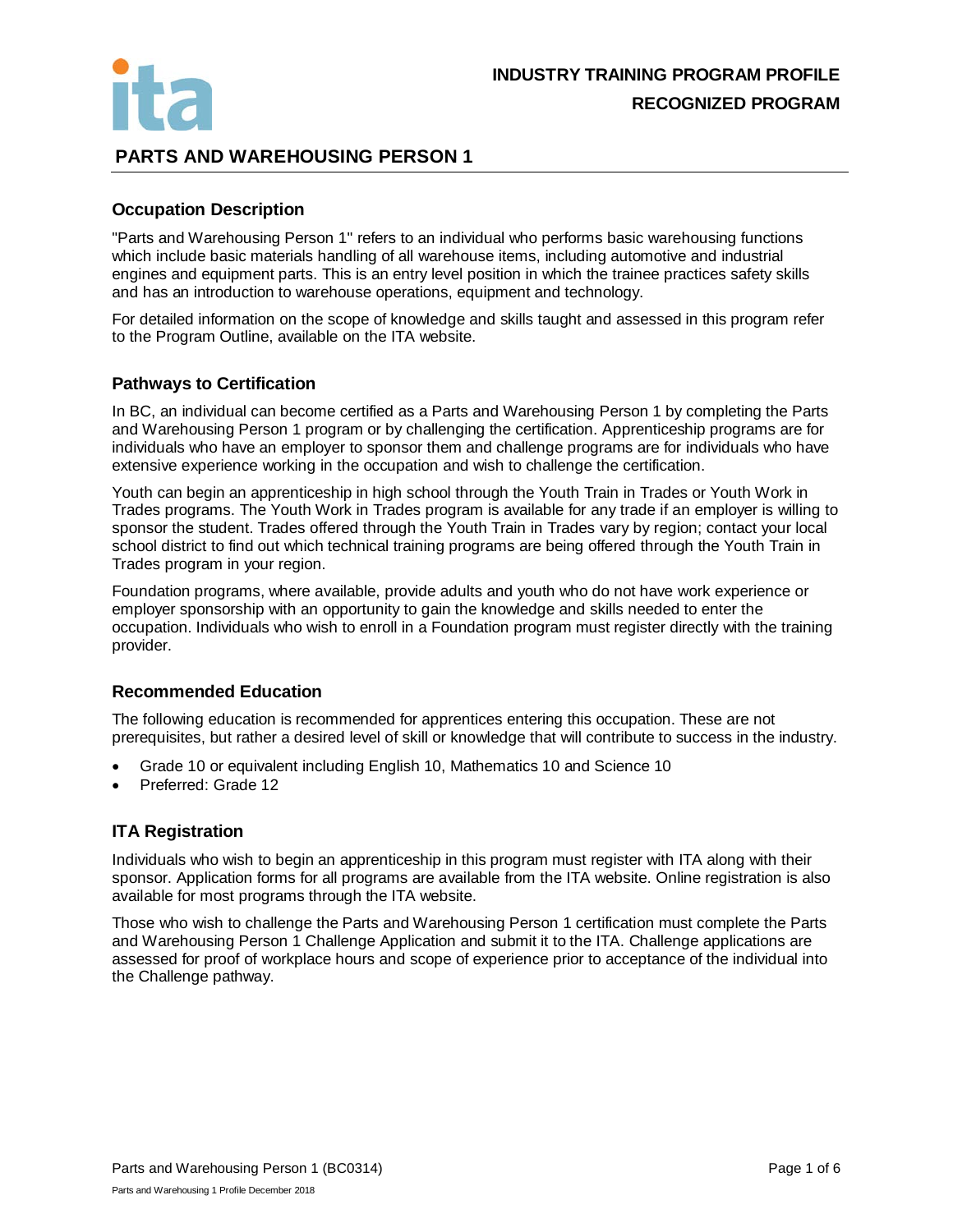INDUSTRY TRAINING PROGRAM PROFILE

RECOGNIZED PROGRAM

# PARTS AND WAREHOUSING PERSON 1

## Occupation Description

"Parts and Warehousing Person 1" refers to an individual who performs basic warehousing functions which include basic materials handling of all warehouse items, including automotive and industrial engines and equipment parts. This is an entry level position in which the trainee practices safety skills and has an introduction to warehouse operations, equipment and technology.

For detailed information on the scope of knowledge and skills taught and assessed in this program refer to the Program Outline, available on the ITA website.

## Pathways to Certification

In BC, an individual can become certified as a Parts and Warehousing Person 1 by completing the Parts and Warehousing Person 1 program or by challenging the certification. Apprenticeship programs are for individuals who have an employer to sponsor them and challenge programs are for individuals who have extensive experience working in the occupation and wish to challenge the certification.

Youth can begin an apprenticeship in high school through the Youth Train in Trades or Youth Work in Trades programs. The Youth Work in Trades program is available for any trade if an employer is willing to sponsor the student. Trades offered through the Youth Train in Trades vary by region; contact your local school district to find out which technical training programs are being offered through the Youth Train in Trades program in your region.

Foundation programs, where available, provide adults and youth who do not have work experience or employer sponsorship with an opportunity to gain the knowledge and skills needed to enter the occupation. Individuals who wish to enroll in a Foundation program must register directly with the training provider.

## Recommended Education

The following education is recommended for apprentices entering this occupation. These are not prerequisites, but rather a desired level of skill or knowledge that will contribute to success in the industry.

- Grade 10 or equivalent including English 10, Mathematics 10 and Science 10
- Preferred: Grade 12

## ITA Registration

Individuals who wish to begin an apprenticeship in this program must register with ITA along with their sponsor. Application forms for all programs are available from the ITA website. Online registration is also available for most programs through the ITA website.

Those who wish to challenge the Parts and Warehousing Person 1 certification must complete the Parts and Warehousing Person 1 Challenge Application and submit it to the ITA. Challenge applications are assessed for proof of workplace hours and scope of experience prior to acceptance of the individual into the Challenge pathway.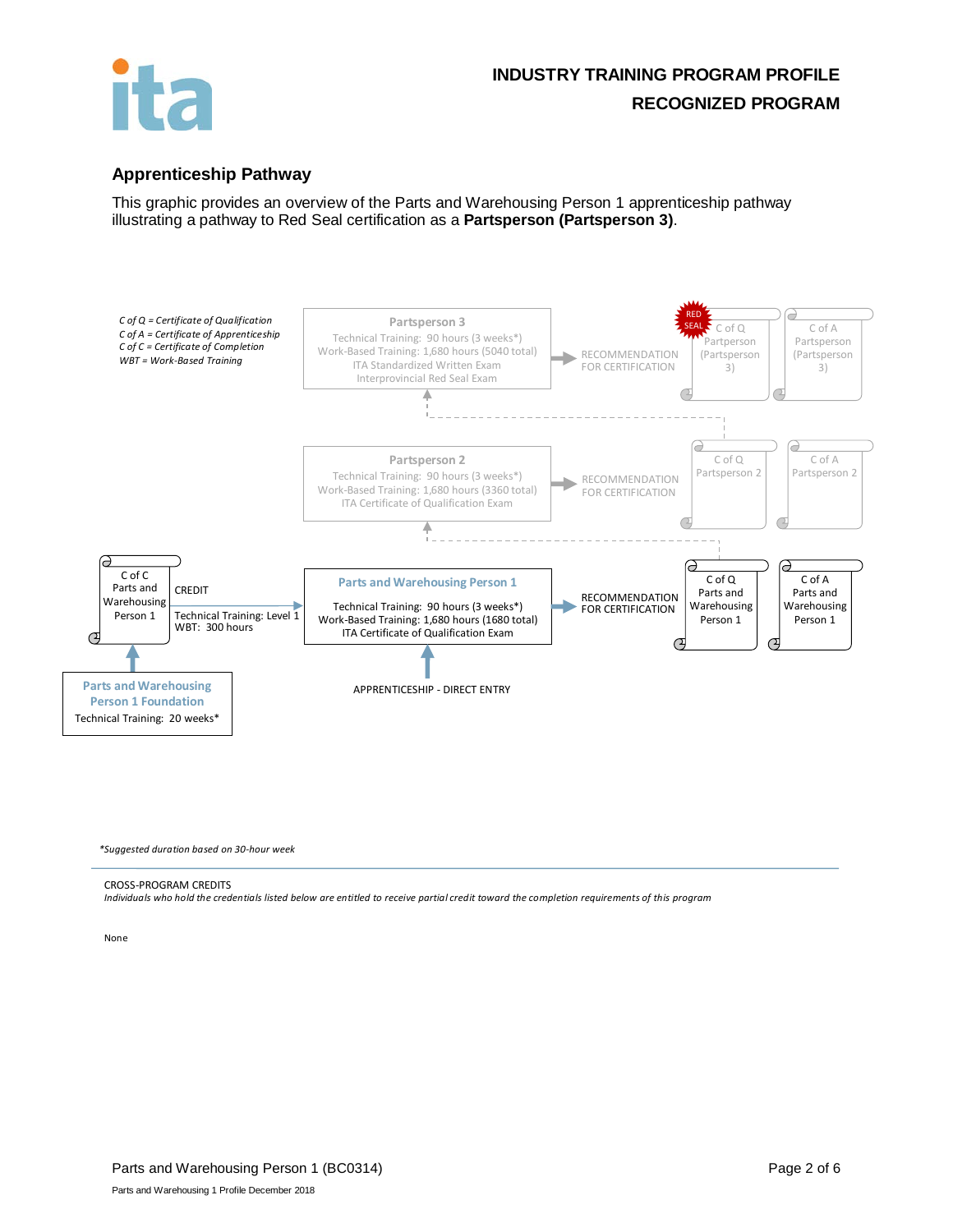# INDUSTRY TRAINING PROGRAM PROFILE
# RECOGNIZED PROGRAM

## Apprenticeship Pathway

This graphic provides an overview of the Parts and Warehousing Person 1 apprenticeship pathway illustrating a pathway to Red Seal certification as a **Partsperson (Partsperson 3)**.

*C of Q = Certificate of Qualification*
*C of A = Certificate of Apprenticeship*
*C of C = Certificate of Completion*
*WBT = Work-Based Training*

**Partsperson 3**
Technical Training: 90 hours (3 weeks*)
Work-Based Training: 1,680 hours (5040 total)
ITA Standardized Written Exam
Interprovincial Red Seal Exam

→ RECOMMENDATION FOR CERTIFICATION → RED SEAL C of Q Partsperson (Partsperson 3); C of A Partsperson (Partsperson 3)

**Partsperson 2**
Technical Training: 90 hours (3 weeks*)
Work-Based Training: 1,680 hours (3360 total)
ITA Certificate of Qualification Exam

→ RECOMMENDATION FOR CERTIFICATION → C of Q Partsperson 2; C of A Partsperson 2

**Parts and Warehousing Person 1**
Technical Training: 90 hours (3 weeks*)
Work-Based Training: 1,680 hours (1680 total)
ITA Certificate of Qualification Exam

→ RECOMMENDATION FOR CERTIFICATION → C of Q Parts and Warehousing Person 1; C of A Parts and Warehousing Person 1

APPRENTICESHIP - DIRECT ENTRY

**Parts and Warehousing Person 1 Foundation**
Technical Training: 20 weeks*

→ C of C Parts and Warehousing Person 1 → CREDIT: Technical Training: Level 1; WBT: 300 hours

*\*Suggested duration based on 30-hour week*

CROSS-PROGRAM CREDITS
*Individuals who hold the credentials listed below are entitled to receive partial credit toward the completion requirements of this program*

None

Parts and Warehousing 1 Profile December 2018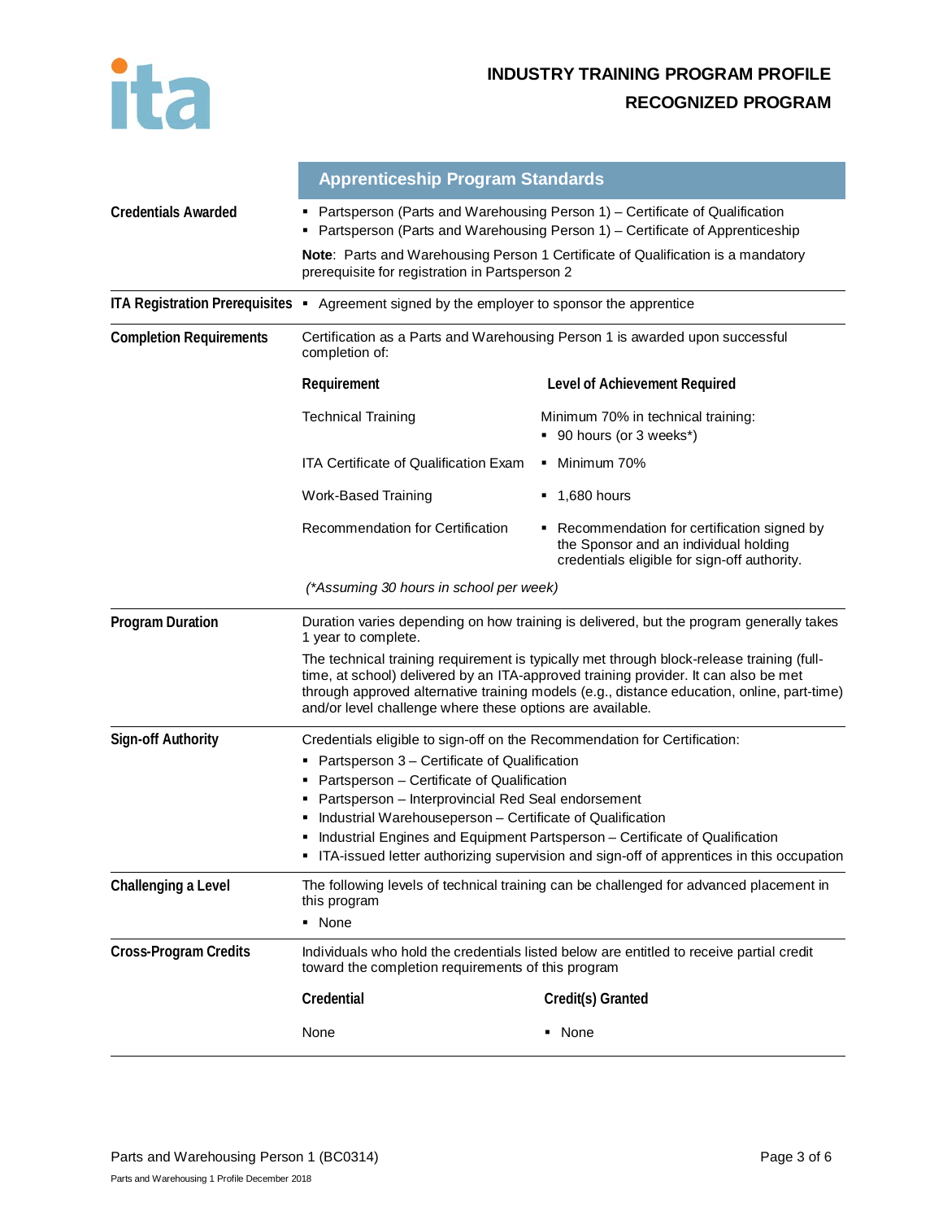**INDUSTRY TRAINING PROGRAM PROFILE**

**RECOGNIZED PROGRAM**

## Apprenticeship Program Standards

**Credentials Awarded**

- Partsperson (Parts and Warehousing Person 1) – Certificate of Qualification
- Partsperson (Parts and Warehousing Person 1) – Certificate of Apprenticeship

**Note**: Parts and Warehousing Person 1 Certificate of Qualification is a mandatory prerequisite for registration in Partsperson 2

**ITA Registration Prerequisites**

- Agreement signed by the employer to sponsor the apprentice

**Completion Requirements**

Certification as a Parts and Warehousing Person 1 is awarded upon successful completion of:

| Requirement | Level of Achievement Required |
|---|---|
| Technical Training | Minimum 70% in technical training:<br>▪ 90 hours (or 3 weeks*) |
| ITA Certificate of Qualification Exam | ▪ Minimum 70% |
| Work-Based Training | ▪ 1,680 hours |
| Recommendation for Certification | ▪ Recommendation for certification signed by the Sponsor and an individual holding credentials eligible for sign-off authority. |

*(\*Assuming 30 hours in school per week)*

**Program Duration**

Duration varies depending on how training is delivered, but the program generally takes 1 year to complete.

The technical training requirement is typically met through block-release training (full-time, at school) delivered by an ITA-approved training provider. It can also be met through approved alternative training models (e.g., distance education, online, part-time) and/or level challenge where these options are available.

**Sign-off Authority**

Credentials eligible to sign-off on the Recommendation for Certification:

- Partsperson 3 – Certificate of Qualification
- Partsperson – Certificate of Qualification
- Partsperson – Interprovincial Red Seal endorsement
- Industrial Warehouseperson – Certificate of Qualification
- Industrial Engines and Equipment Partsperson – Certificate of Qualification
- ITA-issued letter authorizing supervision and sign-off of apprentices in this occupation

**Challenging a Level**

The following levels of technical training can be challenged for advanced placement in this program

- None

**Cross-Program Credits**

Individuals who hold the credentials listed below are entitled to receive partial credit toward the completion requirements of this program

| Credential | Credit(s) Granted |
|---|---|
| None | ▪ None |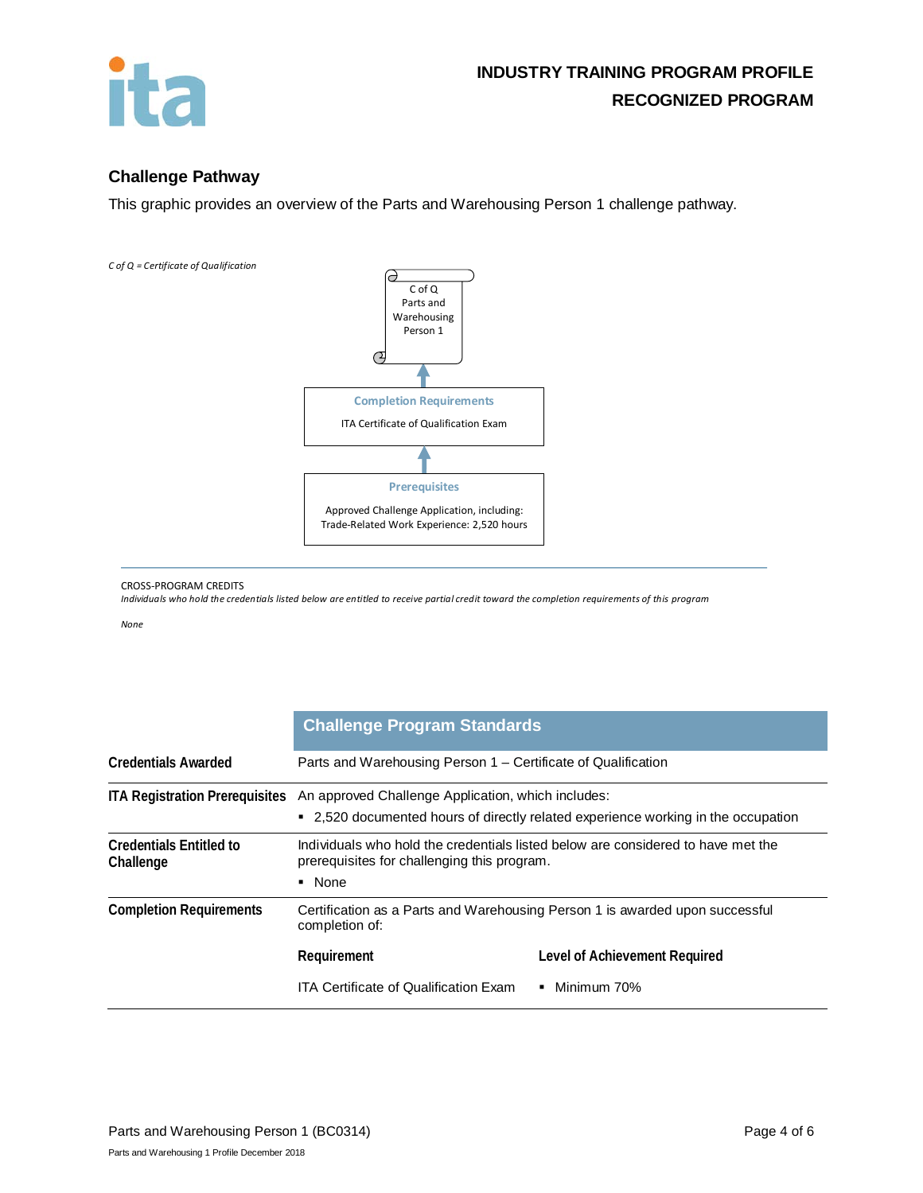## Challenge Pathway

This graphic provides an overview of the Parts and Warehousing Person 1 challenge pathway.

*C of Q = Certificate of Qualification*

C of Q Parts and Warehousing Person 1

↑

**Completion Requirements**

ITA Certificate of Qualification Exam

↑

**Prerequisites**

Approved Challenge Application, including:
Trade-Related Work Experience: 2,520 hours

CROSS-PROGRAM CREDITS

*Individuals who hold the credentials listed below are entitled to receive partial credit toward the completion requirements of this program*

*None*

| | Challenge Program Standards |
|---|---|
| **Credentials Awarded** | Parts and Warehousing Person 1 – Certificate of Qualification |
| **ITA Registration Prerequisites** | An approved Challenge Application, which includes:<br>▪ 2,520 documented hours of directly related experience working in the occupation |
| **Credentials Entitled to Challenge** | Individuals who hold the credentials listed below are considered to have met the prerequisites for challenging this program.<br>▪ None |
| **Completion Requirements** | Certification as a Parts and Warehousing Person 1 is awarded upon successful completion of:<br>**Requirement**: ITA Certificate of Qualification Exam<br>**Level of Achievement Required**: ▪ Minimum 70% |

Parts and Warehousing 1 Profile December 2018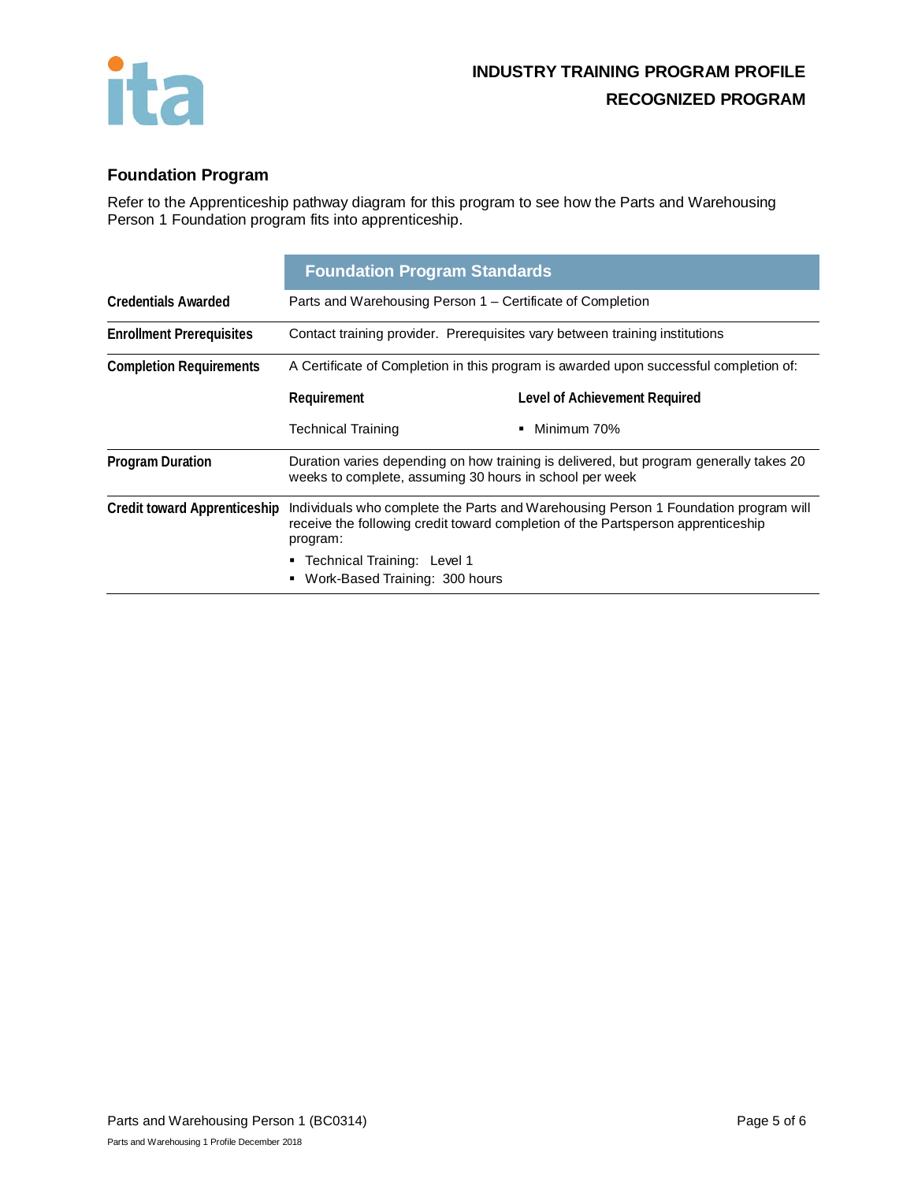# INDUSTRY TRAINING PROGRAM PROFILE

## RECOGNIZED PROGRAM

### Foundation Program

Refer to the Apprenticeship pathway diagram for this program to see how the Parts and Warehousing Person 1 Foundation program fits into apprenticeship.

| | Foundation Program Standards | |
|---|---|---|
| **Credentials Awarded** | Parts and Warehousing Person 1 – Certificate of Completion | |
| **Enrollment Prerequisites** | Contact training provider. Prerequisites vary between training institutions | |
| **Completion Requirements** | A Certificate of Completion in this program is awarded upon successful completion of: | |
| | **Requirement** | **Level of Achievement Required** |
| | Technical Training | ▪ Minimum 70% |
| **Program Duration** | Duration varies depending on how training is delivered, but program generally takes 20 weeks to complete, assuming 30 hours in school per week | |
| **Credit toward Apprenticeship** | Individuals who complete the Parts and Warehousing Person 1 Foundation program will receive the following credit toward completion of the Partsperson apprenticeship program:<br>▪ Technical Training: Level 1<br>▪ Work-Based Training: 300 hours | |

Parts and Warehousing Person 1 (BC0314)

Parts and Warehousing 1 Profile December 2018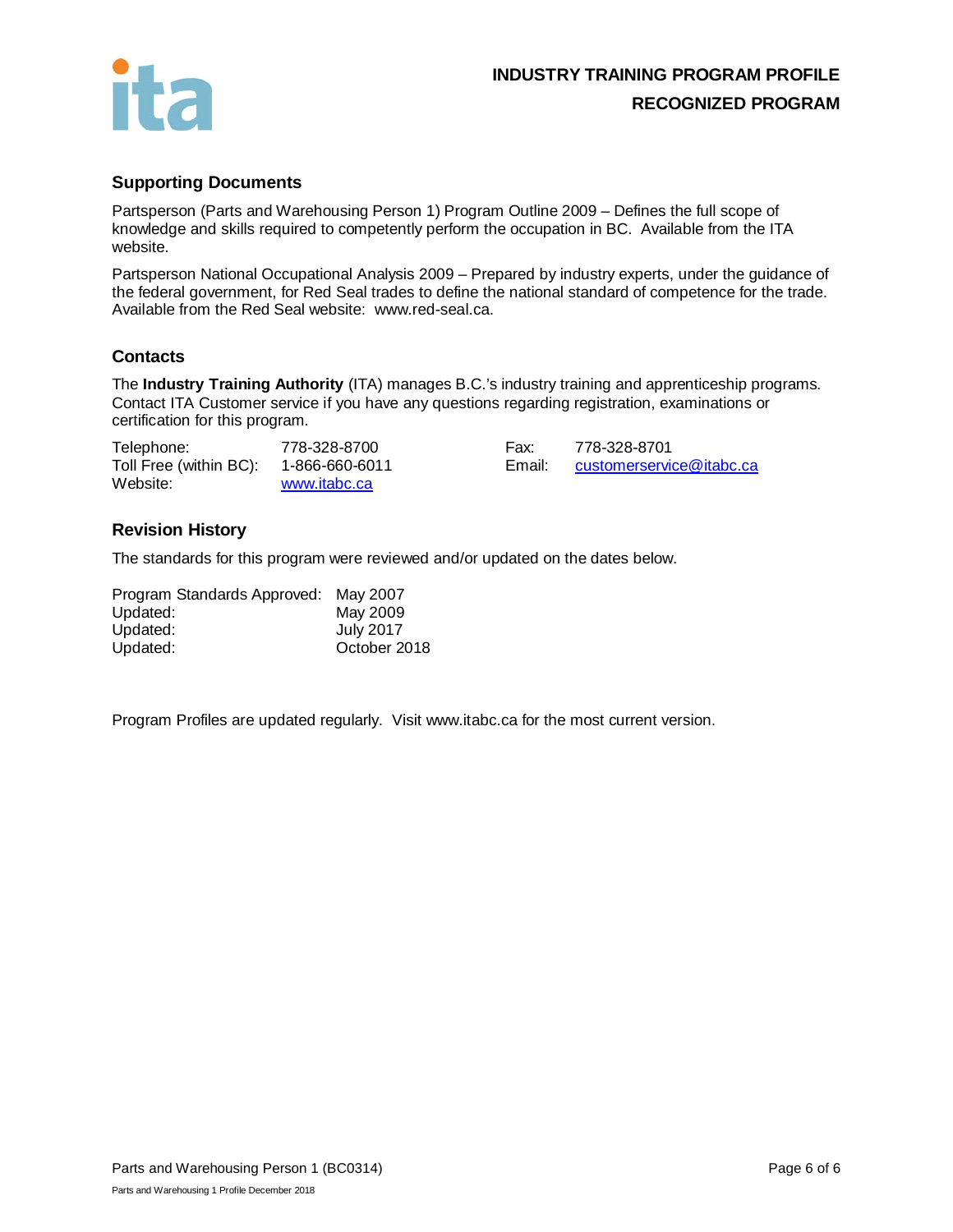## Supporting Documents

Partsperson (Parts and Warehousing Person 1) Program Outline 2009 – Defines the full scope of knowledge and skills required to competently perform the occupation in BC. Available from the ITA website.

Partsperson National Occupational Analysis 2009 – Prepared by industry experts, under the guidance of the federal government, for Red Seal trades to define the national standard of competence for the trade. Available from the Red Seal website: www.red-seal.ca.

## Contacts

The **Industry Training Authority** (ITA) manages B.C.'s industry training and apprenticeship programs. Contact ITA Customer service if you have any questions regarding registration, examinations or certification for this program.

| | | | |
|---|---|---|---|
| Telephone: | 778-328-8700 | Fax: | 778-328-8701 |
| Toll Free (within BC): | 1-866-660-6011 | Email: | customerservice@itabc.ca |
| Website: | www.itabc.ca | | |

## Revision History

The standards for this program were reviewed and/or updated on the dates below.

| | |
|---|---|
| Program Standards Approved: | May 2007 |
| Updated: | May 2009 |
| Updated: | July 2017 |
| Updated: | October 2018 |

Program Profiles are updated regularly. Visit www.itabc.ca for the most current version.